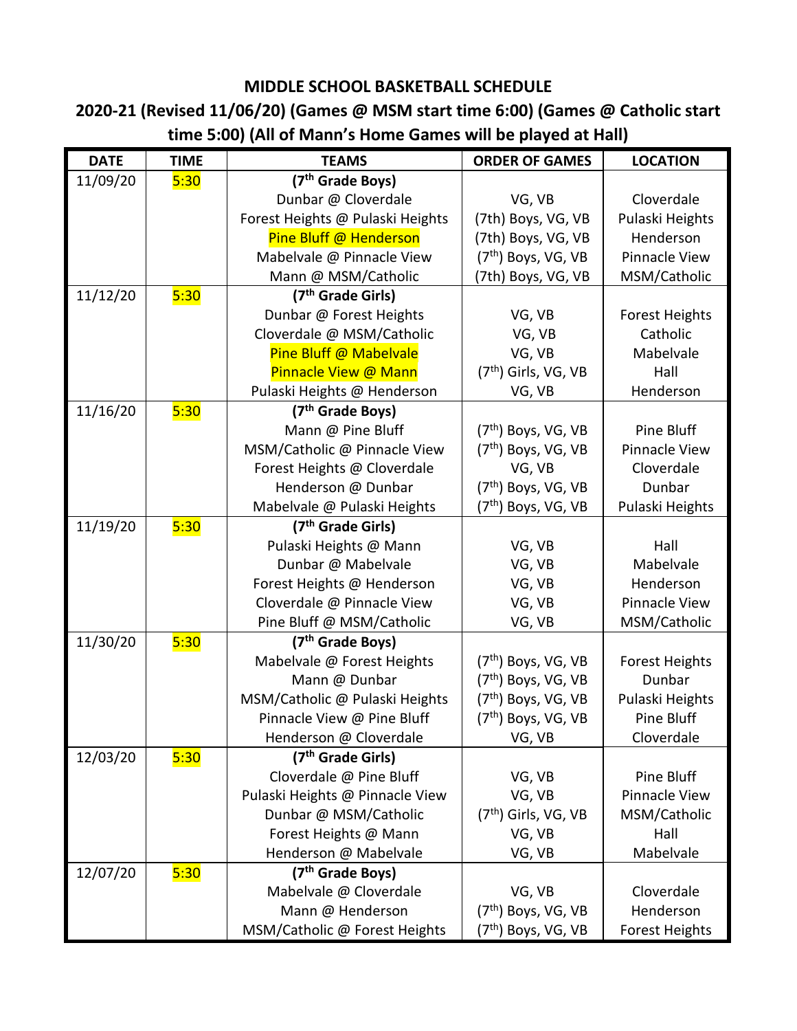# MIDDLE SCHOOL BASKETBALL SCHEDULE

## 2020-21 (Revised 11/06/20) (Games @ MSM start time 6:00) (Games @ Catholic start time 5:00) (All of Mann's Home Games will be played at Hall)

| DATE | TIME | TEAMS | ORDER OF GAMES | LOCATION |
|---|---|---|---|---|
| 11/09/20 | 5:30 | **(7th Grade Boys)** | | |
| | | Dunbar @ Cloverdale | VG, VB | Cloverdale |
| | | Forest Heights @ Pulaski Heights | (7th) Boys, VG, VB | Pulaski Heights |
| | | Pine Bluff @ Henderson | (7th) Boys, VG, VB | Henderson |
| | | Mabelvale @ Pinnacle View | (7th) Boys, VG, VB | Pinnacle View |
| | | Mann @ MSM/Catholic | (7th) Boys, VG, VB | MSM/Catholic |
| 11/12/20 | 5:30 | **(7th Grade Girls)** | | |
| | | Dunbar @ Forest Heights | VG, VB | Forest Heights |
| | | Cloverdale @ MSM/Catholic | VG, VB | Catholic |
| | | Pine Bluff @ Mabelvale | VG, VB | Mabelvale |
| | | Pinnacle View @ Mann | (7th) Girls, VG, VB | Hall |
| | | Pulaski Heights @ Henderson | VG, VB | Henderson |
| 11/16/20 | 5:30 | **(7th Grade Boys)** | | |
| | | Mann @ Pine Bluff | (7th) Boys, VG, VB | Pine Bluff |
| | | MSM/Catholic @ Pinnacle View | (7th) Boys, VG, VB | Pinnacle View |
| | | Forest Heights @ Cloverdale | VG, VB | Cloverdale |
| | | Henderson @ Dunbar | (7th) Boys, VG, VB | Dunbar |
| | | Mabelvale @ Pulaski Heights | (7th) Boys, VG, VB | Pulaski Heights |
| 11/19/20 | 5:30 | **(7th Grade Girls)** | | |
| | | Pulaski Heights @ Mann | VG, VB | Hall |
| | | Dunbar @ Mabelvale | VG, VB | Mabelvale |
| | | Forest Heights @ Henderson | VG, VB | Henderson |
| | | Cloverdale @ Pinnacle View | VG, VB | Pinnacle View |
| | | Pine Bluff @ MSM/Catholic | VG, VB | MSM/Catholic |
| 11/30/20 | 5:30 | **(7th Grade Boys)** | | |
| | | Mabelvale @ Forest Heights | (7th) Boys, VG, VB | Forest Heights |
| | | Mann @ Dunbar | (7th) Boys, VG, VB | Dunbar |
| | | MSM/Catholic @ Pulaski Heights | (7th) Boys, VG, VB | Pulaski Heights |
| | | Pinnacle View @ Pine Bluff | (7th) Boys, VG, VB | Pine Bluff |
| | | Henderson @ Cloverdale | VG, VB | Cloverdale |
| 12/03/20 | 5:30 | **(7th Grade Girls)** | | |
| | | Cloverdale @ Pine Bluff | VG, VB | Pine Bluff |
| | | Pulaski Heights @ Pinnacle View | VG, VB | Pinnacle View |
| | | Dunbar @ MSM/Catholic | (7th) Girls, VG, VB | MSM/Catholic |
| | | Forest Heights @ Mann | VG, VB | Hall |
| | | Henderson @ Mabelvale | VG, VB | Mabelvale |
| 12/07/20 | 5:30 | **(7th Grade Boys)** | | |
| | | Mabelvale @ Cloverdale | VG, VB | Cloverdale |
| | | Mann @ Henderson | (7th) Boys, VG, VB | Henderson |
| | | MSM/Catholic @ Forest Heights | (7th) Boys, VG, VB | Forest Heights |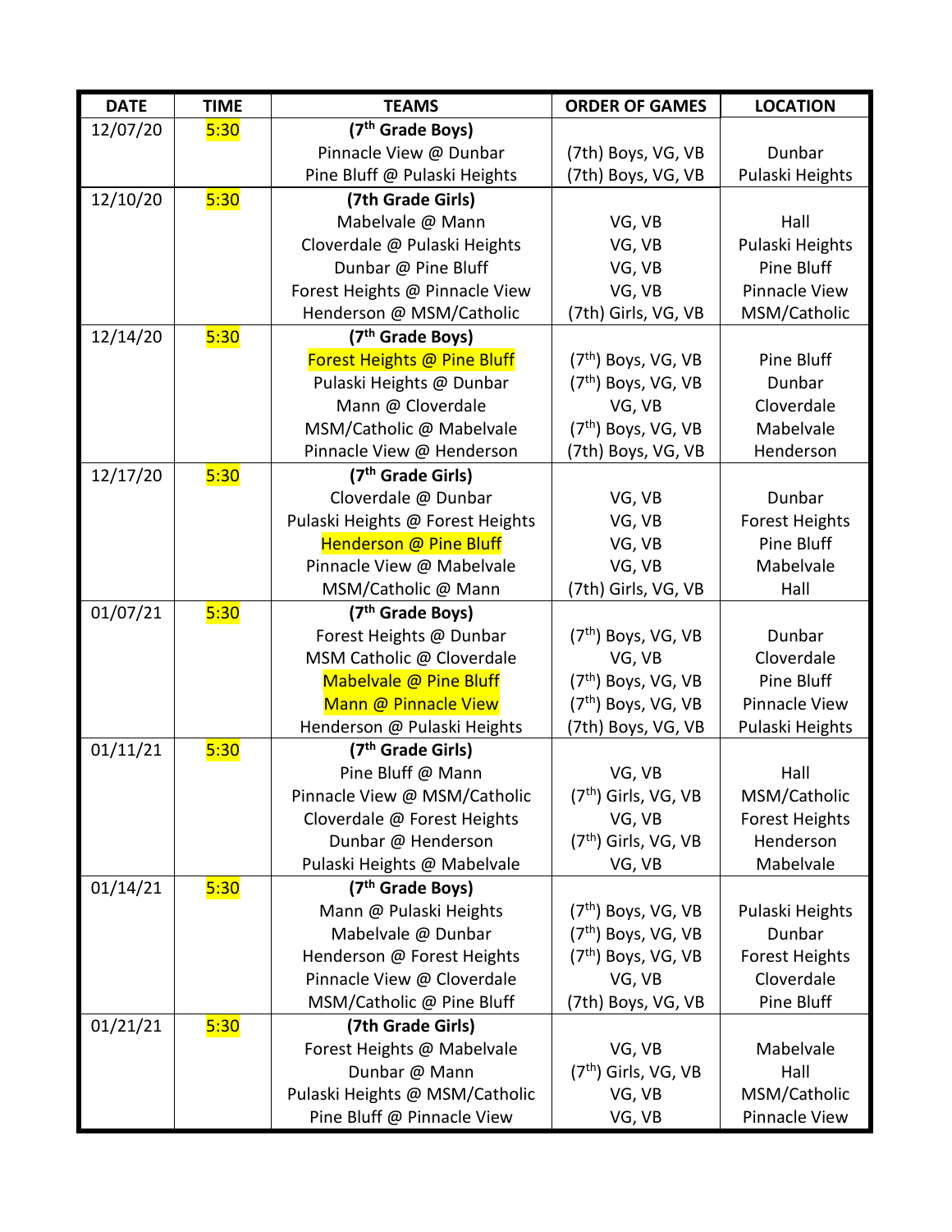| DATE | TIME | TEAMS | ORDER OF GAMES | LOCATION |
|---|---|---|---|---|
| 12/07/20 | 5:30 | **(7th Grade Boys)** | | |
| | | Pinnacle View @ Dunbar | (7th) Boys, VG, VB | Dunbar |
| | | Pine Bluff @ Pulaski Heights | (7th) Boys, VG, VB | Pulaski Heights |
| 12/10/20 | 5:30 | **(7th Grade Girls)** | | |
| | | Mabelvale @ Mann | VG, VB | Hall |
| | | Cloverdale @ Pulaski Heights | VG, VB | Pulaski Heights |
| | | Dunbar @ Pine Bluff | VG, VB | Pine Bluff |
| | | Forest Heights @ Pinnacle View | VG, VB | Pinnacle View |
| | | Henderson @ MSM/Catholic | (7th) Girls, VG, VB | MSM/Catholic |
| 12/14/20 | 5:30 | **(7th Grade Boys)** | | |
| | | Forest Heights @ Pine Bluff | (7th) Boys, VG, VB | Pine Bluff |
| | | Pulaski Heights @ Dunbar | (7th) Boys, VG, VB | Dunbar |
| | | Mann @ Cloverdale | VG, VB | Cloverdale |
| | | MSM/Catholic @ Mabelvale | (7th) Boys, VG, VB | Mabelvale |
| | | Pinnacle View @ Henderson | (7th) Boys, VG, VB | Henderson |
| 12/17/20 | 5:30 | **(7th Grade Girls)** | | |
| | | Cloverdale @ Dunbar | VG, VB | Dunbar |
| | | Pulaski Heights @ Forest Heights | VG, VB | Forest Heights |
| | | Henderson @ Pine Bluff | VG, VB | Pine Bluff |
| | | Pinnacle View @ Mabelvale | VG, VB | Mabelvale |
| | | MSM/Catholic @ Mann | (7th) Girls, VG, VB | Hall |
| 01/07/21 | 5:30 | **(7th Grade Boys)** | | |
| | | Forest Heights @ Dunbar | (7th) Boys, VG, VB | Dunbar |
| | | MSM Catholic @ Cloverdale | VG, VB | Cloverdale |
| | | Mabelvale @ Pine Bluff | (7th) Boys, VG, VB | Pine Bluff |
| | | Mann @ Pinnacle View | (7th) Boys, VG, VB | Pinnacle View |
| | | Henderson @ Pulaski Heights | (7th) Boys, VG, VB | Pulaski Heights |
| 01/11/21 | 5:30 | **(7th Grade Girls)** | | |
| | | Pine Bluff @ Mann | VG, VB | Hall |
| | | Pinnacle View @ MSM/Catholic | (7th) Girls, VG, VB | MSM/Catholic |
| | | Cloverdale @ Forest Heights | VG, VB | Forest Heights |
| | | Dunbar @ Henderson | (7th) Girls, VG, VB | Henderson |
| | | Pulaski Heights @ Mabelvale | VG, VB | Mabelvale |
| 01/14/21 | 5:30 | **(7th Grade Boys)** | | |
| | | Mann @ Pulaski Heights | (7th) Boys, VG, VB | Pulaski Heights |
| | | Mabelvale @ Dunbar | (7th) Boys, VG, VB | Dunbar |
| | | Henderson @ Forest Heights | (7th) Boys, VG, VB | Forest Heights |
| | | Pinnacle View @ Cloverdale | VG, VB | Cloverdale |
| | | MSM/Catholic @ Pine Bluff | (7th) Boys, VG, VB | Pine Bluff |
| 01/21/21 | 5:30 | **(7th Grade Girls)** | | |
| | | Forest Heights @ Mabelvale | VG, VB | Mabelvale |
| | | Dunbar @ Mann | (7th) Girls, VG, VB | Hall |
| | | Pulaski Heights @ MSM/Catholic | VG, VB | MSM/Catholic |
| | | Pine Bluff @ Pinnacle View | VG, VB | Pinnacle View |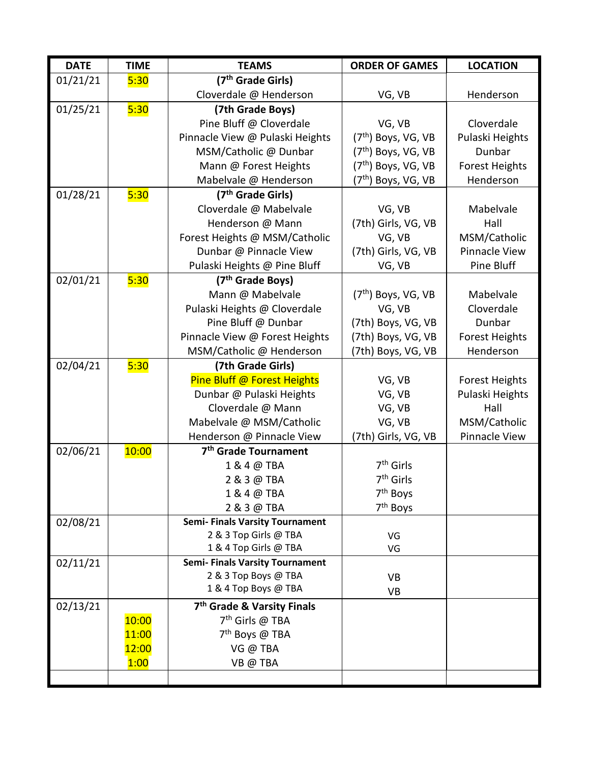| DATE | TIME | TEAMS | ORDER OF GAMES | LOCATION |
|---|---|---|---|---|
| 01/21/21 | 5:30 | **(7th Grade Girls)** | | |
| | | Cloverdale @ Henderson | VG, VB | Henderson |
| 01/25/21 | 5:30 | **(7th Grade Boys)** | | |
| | | Pine Bluff @ Cloverdale | VG, VB | Cloverdale |
| | | Pinnacle View @ Pulaski Heights | (7th) Boys, VG, VB | Pulaski Heights |
| | | MSM/Catholic @ Dunbar | (7th) Boys, VG, VB | Dunbar |
| | | Mann @ Forest Heights | (7th) Boys, VG, VB | Forest Heights |
| | | Mabelvale @ Henderson | (7th) Boys, VG, VB | Henderson |
| 01/28/21 | 5:30 | **(7th Grade Girls)** | | |
| | | Cloverdale @ Mabelvale | VG, VB | Mabelvale |
| | | Henderson @ Mann | (7th) Girls, VG, VB | Hall |
| | | Forest Heights @ MSM/Catholic | VG, VB | MSM/Catholic |
| | | Dunbar @ Pinnacle View | (7th) Girls, VG, VB | Pinnacle View |
| | | Pulaski Heights @ Pine Bluff | VG, VB | Pine Bluff |
| 02/01/21 | 5:30 | **(7th Grade Boys)** | | |
| | | Mann @ Mabelvale | (7th) Boys, VG, VB | Mabelvale |
| | | Pulaski Heights @ Cloverdale | VG, VB | Cloverdale |
| | | Pine Bluff @ Dunbar | (7th) Boys, VG, VB | Dunbar |
| | | Pinnacle View @ Forest Heights | (7th) Boys, VG, VB | Forest Heights |
| | | MSM/Catholic @ Henderson | (7th) Boys, VG, VB | Henderson |
| 02/04/21 | 5:30 | **(7th Grade Girls)** | | |
| | | Pine Bluff @ Forest Heights | VG, VB | Forest Heights |
| | | Dunbar @ Pulaski Heights | VG, VB | Pulaski Heights |
| | | Cloverdale @ Mann | VG, VB | Hall |
| | | Mabelvale @ MSM/Catholic | VG, VB | MSM/Catholic |
| | | Henderson @ Pinnacle View | (7th) Girls, VG, VB | Pinnacle View |
| 02/06/21 | 10:00 | **7th Grade Tournament** | | |
| | | 1 & 4 @ TBA | 7th Girls | |
| | | 2 & 3 @ TBA | 7th Girls | |
| | | 1 & 4 @ TBA | 7th Boys | |
| | | 2 & 3 @ TBA | 7th Boys | |
| 02/08/21 | | **Semi- Finals Varsity Tournament** | | |
| | | 2 & 3 Top Girls @ TBA | VG | |
| | | 1 & 4 Top Girls @ TBA | VG | |
| 02/11/21 | | **Semi- Finals Varsity Tournament** | | |
| | | 2 & 3 Top Boys @ TBA | VB | |
| | | 1 & 4 Top Boys @ TBA | VB | |
| 02/13/21 | | **7th Grade & Varsity Finals** | | |
| | 10:00 | 7th Girls @ TBA | | |
| | 11:00 | 7th Boys @ TBA | | |
| | 12:00 | VG @ TBA | | |
| | 1:00 | VB @ TBA | | |
| | | | | |